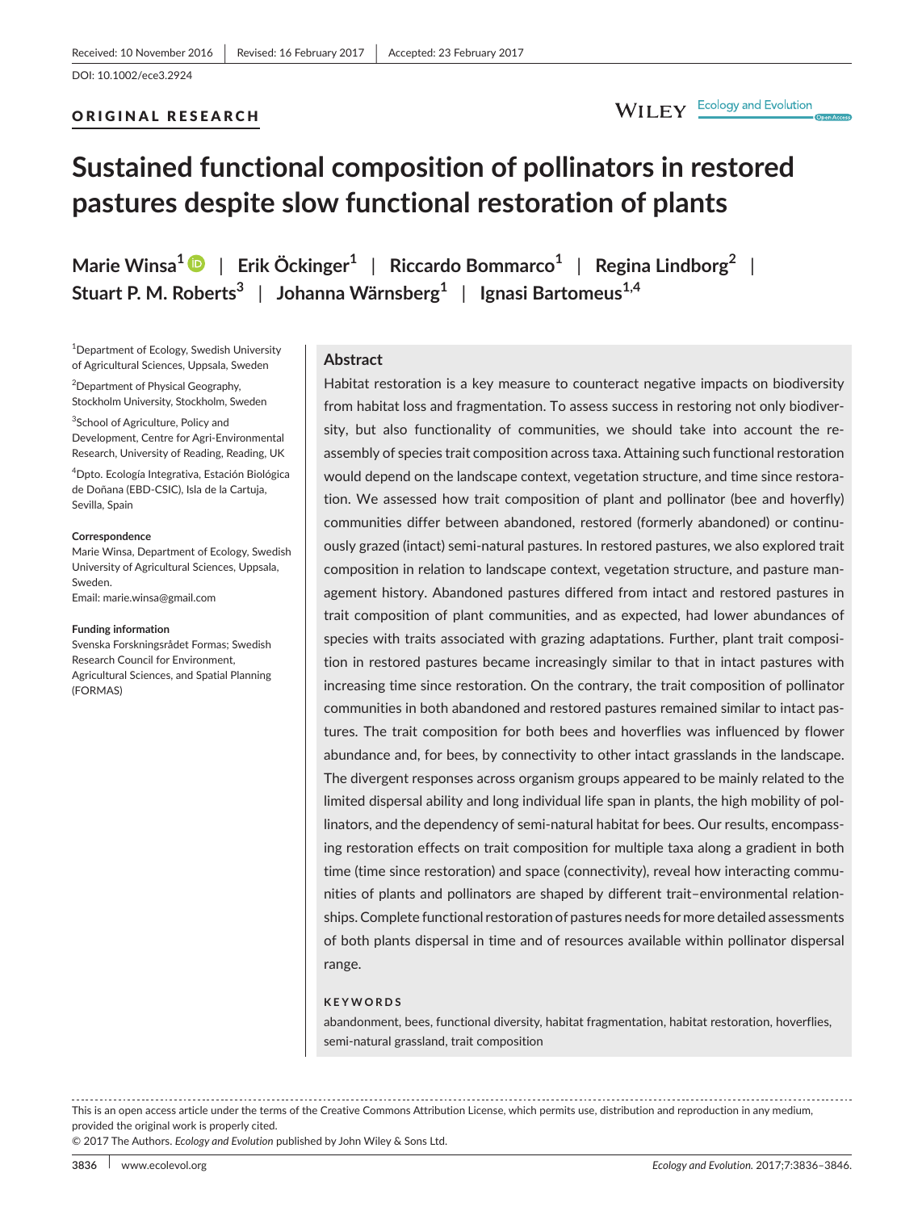Received: 10 November 2016 | Revised: 16 February 2017 | Accepted: 23 February 2017

DOI: 10.1002/ece3.2924

ORIGINAL RESEARCH

# Sustained functional composition of pollinators in restored pastures despite slow functional restoration of plants

**Marie Winsa[1] | Erik Öckinger[1] | Riccardo Bommarco[1] | Regina Lindborg[2] | Stuart P. M. Roberts[3] | Johanna Wärnsberg[1] | Ignasi Bartomeus[1,4]**

[1]Department of Ecology, Swedish University of Agricultural Sciences, Uppsala, Sweden

[2]Department of Physical Geography, Stockholm University, Stockholm, Sweden

[3]School of Agriculture, Policy and Development, Centre for Agri-Environmental Research, University of Reading, Reading, UK

[4]Dpto. Ecología Integrativa, Estación Biológica de Doñana (EBD-CSIC), Isla de la Cartuja, Sevilla, Spain

**Correspondence**
Marie Winsa, Department of Ecology, Swedish University of Agricultural Sciences, Uppsala, Sweden.
Email: marie.winsa@gmail.com

**Funding information**
Svenska Forskningsrådet Formas; Swedish Research Council for Environment, Agricultural Sciences, and Spatial Planning (FORMAS)

## Abstract

Habitat restoration is a key measure to counteract negative impacts on biodiversity from habitat loss and fragmentation. To assess success in restoring not only biodiversity, but also functionality of communities, we should take into account the reassembly of species trait composition across taxa. Attaining such functional restoration would depend on the landscape context, vegetation structure, and time since restoration. We assessed how trait composition of plant and pollinator (bee and hoverfly) communities differ between abandoned, restored (formerly abandoned) or continuously grazed (intact) semi-natural pastures. In restored pastures, we also explored trait composition in relation to landscape context, vegetation structure, and pasture management history. Abandoned pastures differed from intact and restored pastures in trait composition of plant communities, and as expected, had lower abundances of species with traits associated with grazing adaptations. Further, plant trait composition in restored pastures became increasingly similar to that in intact pastures with increasing time since restoration. On the contrary, the trait composition of pollinator communities in both abandoned and restored pastures remained similar to intact pastures. The trait composition for both bees and hoverflies was influenced by flower abundance and, for bees, by connectivity to other intact grasslands in the landscape. The divergent responses across organism groups appeared to be mainly related to the limited dispersal ability and long individual life span in plants, the high mobility of pollinators, and the dependency of semi-natural habitat for bees. Our results, encompassing restoration effects on trait composition for multiple taxa along a gradient in both time (time since restoration) and space (connectivity), reveal how interacting communities of plants and pollinators are shaped by different trait–environmental relationships. Complete functional restoration of pastures needs for more detailed assessments of both plants dispersal in time and of resources available within pollinator dispersal range.

**KEYWORDS**

abandonment, bees, functional diversity, habitat fragmentation, habitat restoration, hoverflies, semi-natural grassland, trait composition

This is an open access article under the terms of the Creative Commons Attribution License, which permits use, distribution and reproduction in any medium, provided the original work is properly cited.
© 2017 The Authors. *Ecology and Evolution* published by John Wiley & Sons Ltd.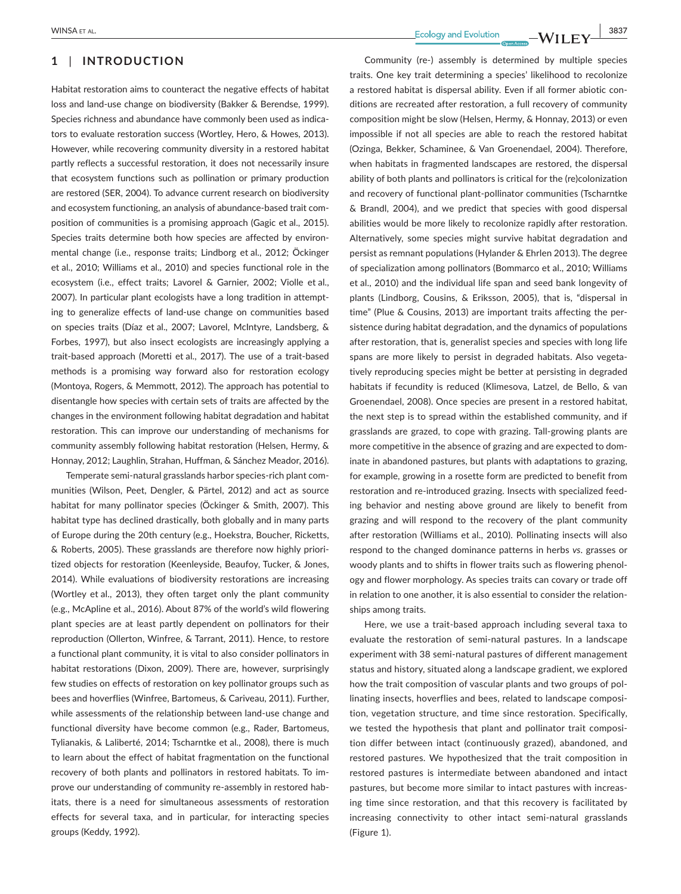## 1 | INTRODUCTION

Habitat restoration aims to counteract the negative effects of habitat loss and land-use change on biodiversity (Bakker & Berendse, 1999). Species richness and abundance have commonly been used as indicators to evaluate restoration success (Wortley, Hero, & Howes, 2013). However, while recovering community diversity in a restored habitat partly reflects a successful restoration, it does not necessarily insure that ecosystem functions such as pollination or primary production are restored (SER, 2004). To advance current research on biodiversity and ecosystem functioning, an analysis of abundance-based trait composition of communities is a promising approach (Gagic et al., 2015). Species traits determine both how species are affected by environmental change (i.e., response traits; Lindborg et al., 2012; Öckinger et al., 2010; Williams et al., 2010) and species functional role in the ecosystem (i.e., effect traits; Lavorel & Garnier, 2002; Violle et al., 2007). In particular plant ecologists have a long tradition in attempting to generalize effects of land-use change on communities based on species traits (Díaz et al., 2007; Lavorel, McIntyre, Landsberg, & Forbes, 1997), but also insect ecologists are increasingly applying a trait-based approach (Moretti et al., 2017). The use of a trait-based methods is a promising way forward also for restoration ecology (Montoya, Rogers, & Memmott, 2012). The approach has potential to disentangle how species with certain sets of traits are affected by the changes in the environment following habitat degradation and habitat restoration. This can improve our understanding of mechanisms for community assembly following habitat restoration (Helsen, Hermy, & Honnay, 2012; Laughlin, Strahan, Huffman, & Sánchez Meador, 2016).

Temperate semi-natural grasslands harbor species-rich plant communities (Wilson, Peet, Dengler, & Pärtel, 2012) and act as source habitat for many pollinator species (Öckinger & Smith, 2007). This habitat type has declined drastically, both globally and in many parts of Europe during the 20th century (e.g., Hoekstra, Boucher, Ricketts, & Roberts, 2005). These grasslands are therefore now highly prioritized objects for restoration (Keenleyside, Beaufoy, Tucker, & Jones, 2014). While evaluations of biodiversity restorations are increasing (Wortley et al., 2013), they often target only the plant community (e.g., McApline et al., 2016). About 87% of the world's wild flowering plant species are at least partly dependent on pollinators for their reproduction (Ollerton, Winfree, & Tarrant, 2011). Hence, to restore a functional plant community, it is vital to also consider pollinators in habitat restorations (Dixon, 2009). There are, however, surprisingly few studies on effects of restoration on key pollinator groups such as bees and hoverflies (Winfree, Bartomeus, & Cariveau, 2011). Further, while assessments of the relationship between land-use change and functional diversity have become common (e.g., Rader, Bartomeus, Tylianakis, & Laliberté, 2014; Tscharntke et al., 2008), there is much to learn about the effect of habitat fragmentation on the functional recovery of both plants and pollinators in restored habitats. To improve our understanding of community re-assembly in restored habitats, there is a need for simultaneous assessments of restoration effects for several taxa, and in particular, for interacting species groups (Keddy, 1992).

Community (re-) assembly is determined by multiple species traits. One key trait determining a species' likelihood to recolonize a restored habitat is dispersal ability. Even if all former abiotic conditions are recreated after restoration, a full recovery of community composition might be slow (Helsen, Hermy, & Honnay, 2013) or even impossible if not all species are able to reach the restored habitat (Ozinga, Bekker, Schaminee, & Van Groenendael, 2004). Therefore, when habitats in fragmented landscapes are restored, the dispersal ability of both plants and pollinators is critical for the (re)colonization and recovery of functional plant-pollinator communities (Tscharntke & Brandl, 2004), and we predict that species with good dispersal abilities would be more likely to recolonize rapidly after restoration. Alternatively, some species might survive habitat degradation and persist as remnant populations (Hylander & Ehrlen 2013). The degree of specialization among pollinators (Bommarco et al., 2010; Williams et al., 2010) and the individual life span and seed bank longevity of plants (Lindborg, Cousins, & Eriksson, 2005), that is, "dispersal in time" (Plue & Cousins, 2013) are important traits affecting the persistence during habitat degradation, and the dynamics of populations after restoration, that is, generalist species and species with long life spans are more likely to persist in degraded habitats. Also vegetatively reproducing species might be better at persisting in degraded habitats if fecundity is reduced (Klimesova, Latzel, de Bello, & van Groenendael, 2008). Once species are present in a restored habitat, the next step is to spread within the established community, and if grasslands are grazed, to cope with grazing. Tall-growing plants are more competitive in the absence of grazing and are expected to dominate in abandoned pastures, but plants with adaptations to grazing, for example, growing in a rosette form are predicted to benefit from restoration and re-introduced grazing. Insects with specialized feeding behavior and nesting above ground are likely to benefit from grazing and will respond to the recovery of the plant community after restoration (Williams et al., 2010). Pollinating insects will also respond to the changed dominance patterns in herbs *vs*. grasses or woody plants and to shifts in flower traits such as flowering phenology and flower morphology. As species traits can covary or trade off in relation to one another, it is also essential to consider the relationships among traits.

Here, we use a trait-based approach including several taxa to evaluate the restoration of semi-natural pastures. In a landscape experiment with 38 semi-natural pastures of different management status and history, situated along a landscape gradient, we explored how the trait composition of vascular plants and two groups of pollinating insects, hoverflies and bees, related to landscape composition, vegetation structure, and time since restoration. Specifically, we tested the hypothesis that plant and pollinator trait composition differ between intact (continuously grazed), abandoned, and restored pastures. We hypothesized that the trait composition in restored pastures is intermediate between abandoned and intact pastures, but become more similar to intact pastures with increasing time since restoration, and that this recovery is facilitated by increasing connectivity to other intact semi-natural grasslands (Figure 1).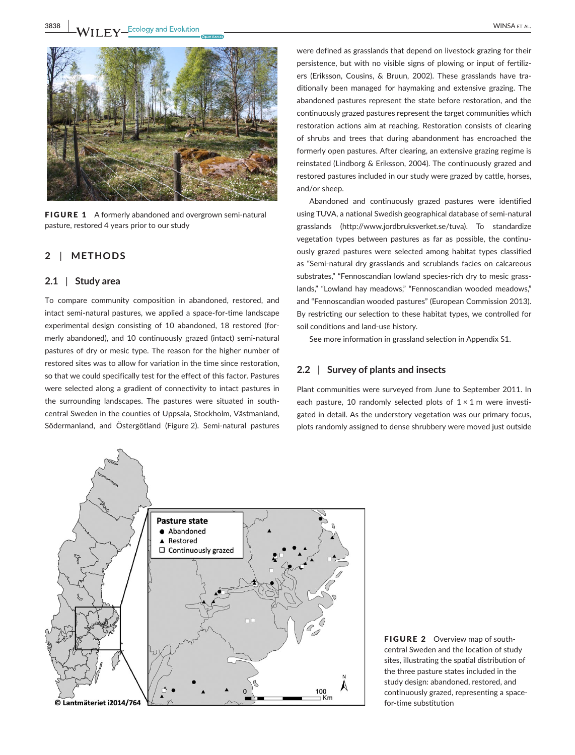FIGURE 1 A formerly abandoned and overgrown semi-natural pasture, restored 4 years prior to our study

## 2 | METHODS

### 2.1 | Study area

To compare community composition in abandoned, restored, and intact semi-natural pastures, we applied a space-for-time landscape experimental design consisting of 10 abandoned, 18 restored (formerly abandoned), and 10 continuously grazed (intact) semi-natural pastures of dry or mesic type. The reason for the higher number of restored sites was to allow for variation in the time since restoration, so that we could specifically test for the effect of this factor. Pastures were selected along a gradient of connectivity to intact pastures in the surrounding landscapes. The pastures were situated in south-central Sweden in the counties of Uppsala, Stockholm, Västmanland, Södermanland, and Östergötland (Figure 2). Semi-natural pastures were defined as grasslands that depend on livestock grazing for their persistence, but with no visible signs of plowing or input of fertilizers (Eriksson, Cousins, & Bruun, 2002). These grasslands have traditionally been managed for haymaking and extensive grazing. The abandoned pastures represent the state before restoration, and the continuously grazed pastures represent the target communities which restoration actions aim at reaching. Restoration consists of clearing of shrubs and trees that during abandonment has encroached the formerly open pastures. After clearing, an extensive grazing regime is reinstated (Lindborg & Eriksson, 2004). The continuously grazed and restored pastures included in our study were grazed by cattle, horses, and/or sheep.

Abandoned and continuously grazed pastures were identified using TUVA, a national Swedish geographical database of semi-natural grasslands (http://www.jordbruksverket.se/tuva). To standardize vegetation types between pastures as far as possible, the continuously grazed pastures were selected among habitat types classified as "Semi-natural dry grasslands and scrublands facies on calcareous substrates," "Fennoscandian lowland species-rich dry to mesic grasslands," "Lowland hay meadows," "Fennoscandian wooded meadows," and "Fennoscandian wooded pastures" (European Commission 2013). By restricting our selection to these habitat types, we controlled for soil conditions and land-use history.

See more information in grassland selection in Appendix S1.

### 2.2 | Survey of plants and insects

Plant communities were surveyed from June to September 2011. In each pasture, 10 randomly selected plots of 1 × 1 m were investigated in detail. As the understory vegetation was our primary focus, plots randomly assigned to dense shrubbery were moved just outside

FIGURE 2 Overview map of south-central Sweden and the location of study sites, illustrating the spatial distribution of the three pasture states included in the study design: abandoned, restored, and continuously grazed, representing a space-for-time substitution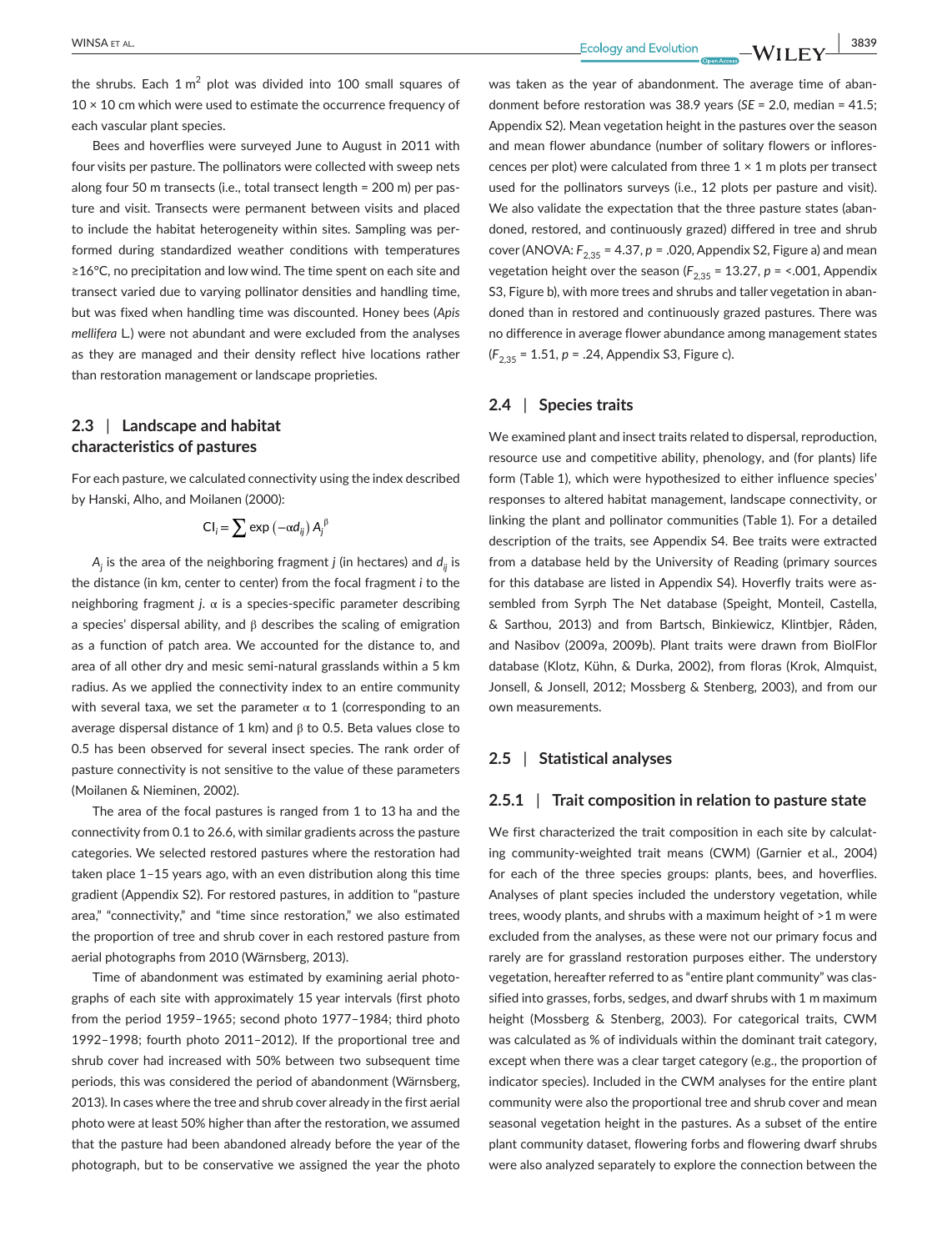the shrubs. Each 1 $m^2$ plot was divided into 100 small squares of 10 × 10 cm which were used to estimate the occurrence frequency of each vascular plant species.

Bees and hoverflies were surveyed June to August in 2011 with four visits per pasture. The pollinators were collected with sweep nets along four 50 m transects (i.e., total transect length = 200 m) per pasture and visit. Transects were permanent between visits and placed to include the habitat heterogeneity within sites. Sampling was performed during standardized weather conditions with temperatures ≥16°C, no precipitation and low wind. The time spent on each site and transect varied due to varying pollinator densities and handling time, but was fixed when handling time was discounted. Honey bees (*Apis mellifera* L.) were not abundant and were excluded from the analyses as they are managed and their density reflect hive locations rather than restoration management or landscape proprieties.

### 2.3 | Landscape and habitat characteristics of pastures

For each pasture, we calculated connectivity using the index described by Hanski, Alho, and Moilanen (2000):

$$\mathrm{CI}_i = \sum \exp\left(-\alpha d_{ij}\right) A_j^{\beta}$$

$A_j$ is the area of the neighboring fragment $j$ (in hectares) and $d_{ij}$ is the distance (in km, center to center) from the focal fragment $i$ to the neighboring fragment $j$. $\alpha$ is a species-specific parameter describing a species' dispersal ability, and $\beta$ describes the scaling of emigration as a function of patch area. We accounted for the distance to, and area of all other dry and mesic semi-natural grasslands within a 5 km radius. As we applied the connectivity index to an entire community with several taxa, we set the parameter $\alpha$ to 1 (corresponding to an average dispersal distance of 1 km) and $\beta$ to 0.5. Beta values close to 0.5 has been observed for several insect species. The rank order of pasture connectivity is not sensitive to the value of these parameters (Moilanen & Nieminen, 2002).

The area of the focal pastures is ranged from 1 to 13 ha and the connectivity from 0.1 to 26.6, with similar gradients across the pasture categories. We selected restored pastures where the restoration had taken place 1–15 years ago, with an even distribution along this time gradient (Appendix S2). For restored pastures, in addition to "pasture area," "connectivity," and "time since restoration," we also estimated the proportion of tree and shrub cover in each restored pasture from aerial photographs from 2010 (Wärnsberg, 2013).

Time of abandonment was estimated by examining aerial photographs of each site with approximately 15 year intervals (first photo from the period 1959–1965; second photo 1977–1984; third photo 1992–1998; fourth photo 2011–2012). If the proportional tree and shrub cover had increased with 50% between two subsequent time periods, this was considered the period of abandonment (Wärnsberg, 2013). In cases where the tree and shrub cover already in the first aerial photo were at least 50% higher than after the restoration, we assumed that the pasture had been abandoned already before the year of the photograph, but to be conservative we assigned the year the photo was taken as the year of abandonment. The average time of abandonment before restoration was 38.9 years (*SE* = 2.0, median = 41.5; Appendix S2). Mean vegetation height in the pastures over the season and mean flower abundance (number of solitary flowers or inflorescences per plot) were calculated from three 1 × 1 m plots per transect used for the pollinators surveys (i.e., 12 plots per pasture and visit). We also validate the expectation that the three pasture states (abandoned, restored, and continuously grazed) differed in tree and shrub cover (ANOVA: $F_{2,35}$ = 4.37, $p$ = .020, Appendix S2, Figure a) and mean vegetation height over the season ($F_{2,35}$ = 13.27, $p$ = <.001, Appendix S3, Figure b), with more trees and shrubs and taller vegetation in abandoned than in restored and continuously grazed pastures. There was no difference in average flower abundance among management states ($F_{2,35}$ = 1.51, $p$ = .24, Appendix S3, Figure c).

### 2.4 | Species traits

We examined plant and insect traits related to dispersal, reproduction, resource use and competitive ability, phenology, and (for plants) life form (Table 1), which were hypothesized to either influence species' responses to altered habitat management, landscape connectivity, or linking the plant and pollinator communities (Table 1). For a detailed description of the traits, see Appendix S4. Bee traits were extracted from a database held by the University of Reading (primary sources for this database are listed in Appendix S4). Hoverfly traits were assembled from Syrph The Net database (Speight, Monteil, Castella, & Sarthou, 2013) and from Bartsch, Binkiewicz, Klintbjer, Råden, and Nasibov (2009a, 2009b). Plant traits were drawn from BiolFlor database (Klotz, Kühn, & Durka, 2002), from floras (Krok, Almquist, Jonsell, & Jonsell, 2012; Mossberg & Stenberg, 2003), and from our own measurements.

### 2.5 | Statistical analyses

#### 2.5.1 | Trait composition in relation to pasture state

We first characterized the trait composition in each site by calculating community-weighted trait means (CWM) (Garnier et al., 2004) for each of the three species groups: plants, bees, and hoverflies. Analyses of plant species included the understory vegetation, while trees, woody plants, and shrubs with a maximum height of >1 m were excluded from the analyses, as these were not our primary focus and rarely are for grassland restoration purposes either. The understory vegetation, hereafter referred to as "entire plant community" was classified into grasses, forbs, sedges, and dwarf shrubs with 1 m maximum height (Mossberg & Stenberg, 2003). For categorical traits, CWM was calculated as % of individuals within the dominant trait category, except when there was a clear target category (e.g., the proportion of indicator species). Included in the CWM analyses for the entire plant community were also the proportional tree and shrub cover and mean seasonal vegetation height in the pastures. As a subset of the entire plant community dataset, flowering forbs and flowering dwarf shrubs were also analyzed separately to explore the connection between the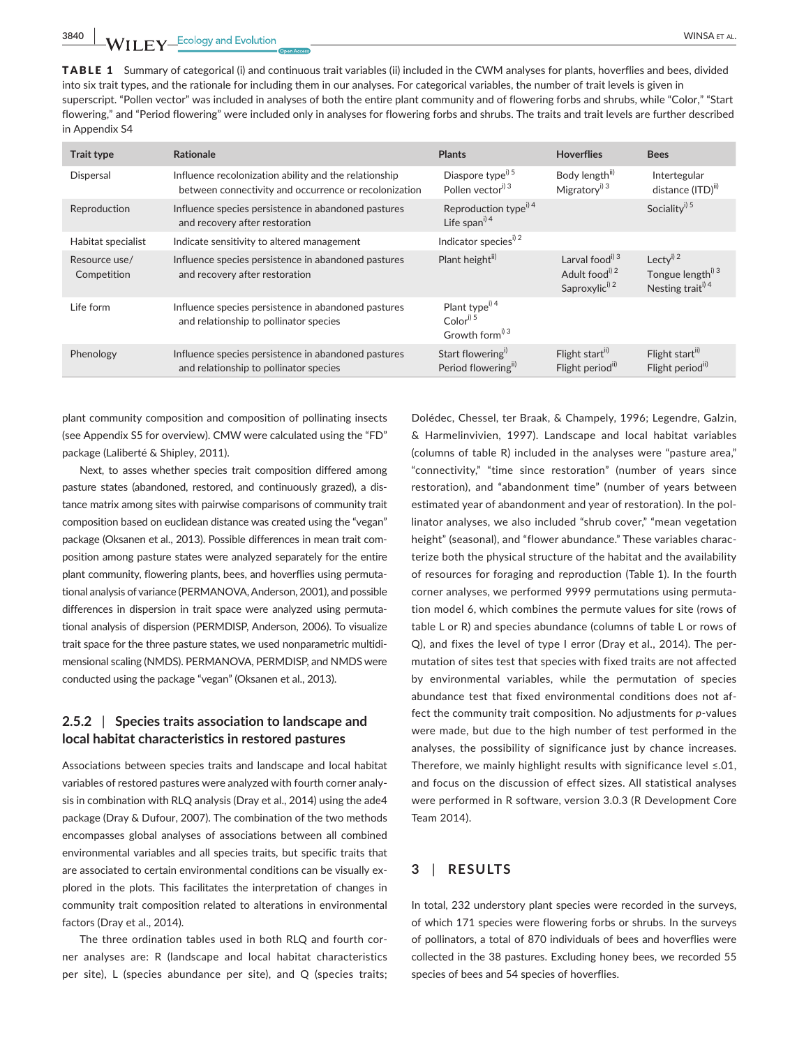**TABLE 1** Summary of categorical (i) and continuous trait variables (ii) included in the CWM analyses for plants, hoverflies and bees, divided into six trait types, and the rationale for including them in our analyses. For categorical variables, the number of trait levels is given in superscript. "Pollen vector" was included in analyses of both the entire plant community and of flowering forbs and shrubs, while "Color," "Start flowering," and "Period flowering" were included only in analyses for flowering forbs and shrubs. The traits and trait levels are further described in Appendix S4

| Trait type | Rationale | Plants | Hoverflies | Bees |
|---|---|---|---|---|
| Dispersal | Influence recolonization ability and the relationship between connectivity and occurrence or recolonization | Diaspore type$^{i) 5}$<br>Pollen vector$^{i) 3}$ | Body length$^{ii)}$<br>Migratory$^{i) 3}$ | Intertegular distance (ITD)$^{ii)}$ |
| Reproduction | Influence species persistence in abandoned pastures and recovery after restoration | Reproduction type$^{i) 4}$<br>Life span$^{i) 4}$ | | Sociality$^{i) 5}$ |
| Habitat specialist | Indicate sensitivity to altered management | Indicator species$^{i) 2}$ | | |
| Resource use/ Competition | Influence species persistence in abandoned pastures and recovery after restoration | Plant height$^{ii)}$ | Larval food$^{i) 3}$<br>Adult food$^{i) 2}$<br>Saproxylic$^{i) 2}$ | Lecty$^{i) 2}$<br>Tongue length$^{i) 3}$<br>Nesting trait$^{i) 4}$ |
| Life form | Influence species persistence in abandoned pastures and relationship to pollinator species | Plant type$^{i) 4}$<br>Color$^{i) 5}$<br>Growth form$^{i) 3}$ | | |
| Phenology | Influence species persistence in abandoned pastures and relationship to pollinator species | Start flowering$^{i)}$<br>Period flowering$^{ii)}$ | Flight start$^{ii)}$<br>Flight period$^{ii)}$ | Flight start$^{ii)}$<br>Flight period$^{ii)}$ |

plant community composition and composition of pollinating insects (see Appendix S5 for overview). CMW were calculated using the "FD" package (Laliberté & Shipley, 2011).

Next, to asses whether species trait composition differed among pasture states (abandoned, restored, and continuously grazed), a distance matrix among sites with pairwise comparisons of community trait composition based on euclidean distance was created using the "vegan" package (Oksanen et al., 2013). Possible differences in mean trait composition among pasture states were analyzed separately for the entire plant community, flowering plants, bees, and hoverflies using permutational analysis of variance (PERMANOVA, Anderson, 2001), and possible differences in dispersion in trait space were analyzed using permutational analysis of dispersion (PERMDISP, Anderson, 2006). To visualize trait space for the three pasture states, we used nonparametric multidimensional scaling (NMDS). PERMANOVA, PERMDISP, and NMDS were conducted using the package "vegan" (Oksanen et al., 2013).

### 2.5.2 | Species traits association to landscape and local habitat characteristics in restored pastures

Associations between species traits and landscape and local habitat variables of restored pastures were analyzed with fourth corner analysis in combination with RLQ analysis (Dray et al., 2014) using the ade4 package (Dray & Dufour, 2007). The combination of the two methods encompasses global analyses of associations between all combined environmental variables and all species traits, but specific traits that are associated to certain environmental conditions can be visually explored in the plots. This facilitates the interpretation of changes in community trait composition related to alterations in environmental factors (Dray et al., 2014).

The three ordination tables used in both RLQ and fourth corner analyses are: R (landscape and local habitat characteristics per site), L (species abundance per site), and Q (species traits; Dolédec, Chessel, ter Braak, & Champely, 1996; Legendre, Galzin, & Harmelinvivien, 1997). Landscape and local habitat variables (columns of table R) included in the analyses were "pasture area," "connectivity," "time since restoration" (number of years since restoration), and "abandonment time" (number of years between estimated year of abandonment and year of restoration). In the pollinator analyses, we also included "shrub cover," "mean vegetation height" (seasonal), and "flower abundance." These variables characterize both the physical structure of the habitat and the availability of resources for foraging and reproduction (Table 1). In the fourth corner analyses, we performed 9999 permutations using permutation model 6, which combines the permute values for site (rows of table L or R) and species abundance (columns of table L or rows of Q), and fixes the level of type I error (Dray et al., 2014). The permutation of sites test that species with fixed traits are not affected by environmental variables, while the permutation of species abundance test that fixed environmental conditions does not affect the community trait composition. No adjustments for *p*-values were made, but due to the high number of test performed in the analyses, the possibility of significance just by chance increases. Therefore, we mainly highlight results with significance level ≤.01, and focus on the discussion of effect sizes. All statistical analyses were performed in R software, version 3.0.3 (R Development Core Team 2014).

## 3 | RESULTS

In total, 232 understory plant species were recorded in the surveys, of which 171 species were flowering forbs or shrubs. In the surveys of pollinators, a total of 870 individuals of bees and hoverflies were collected in the 38 pastures. Excluding honey bees, we recorded 55 species of bees and 54 species of hoverflies.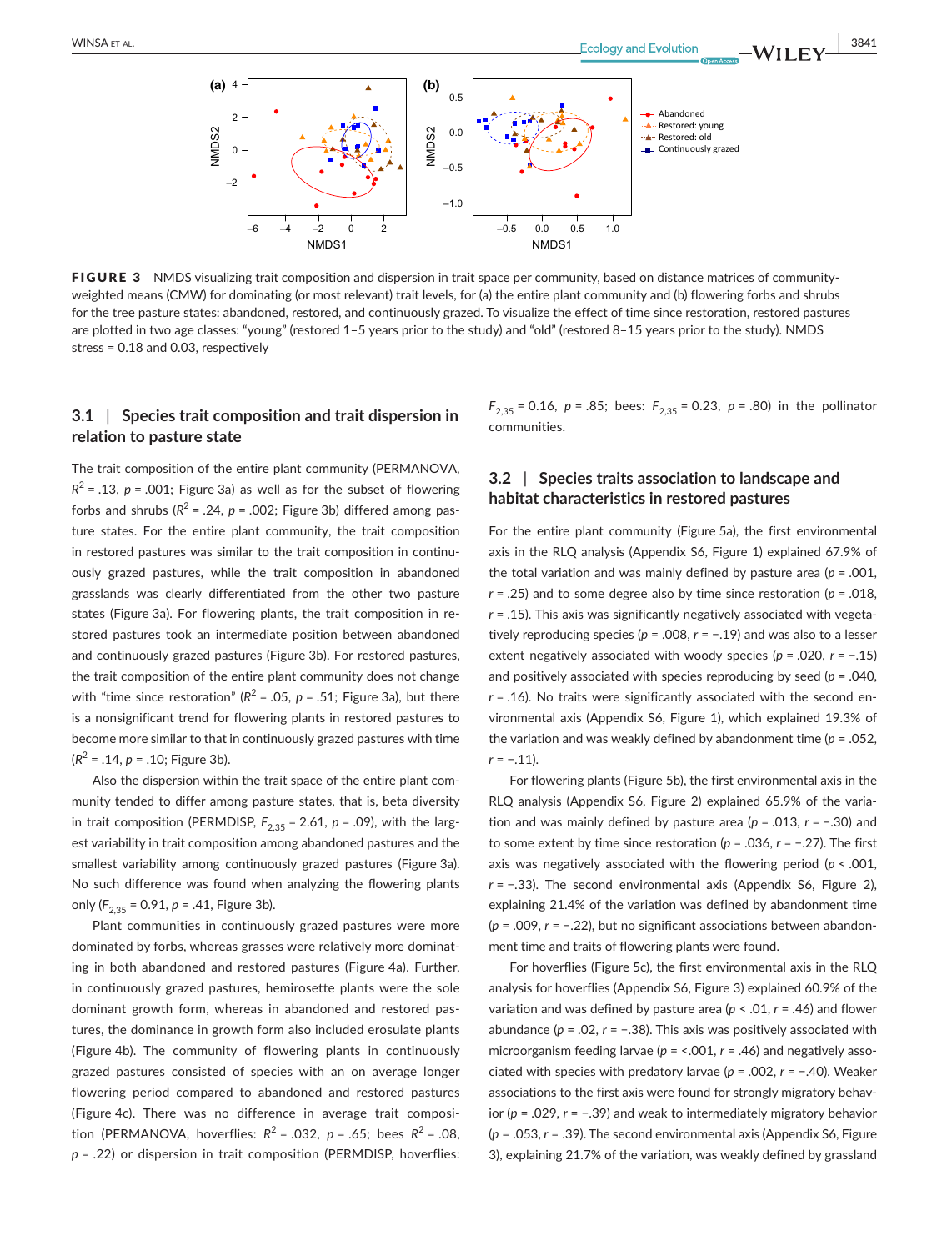**FIGURE 3** NMDS visualizing trait composition and dispersion in trait space per community, based on distance matrices of community-weighted means (CMW) for dominating (or most relevant) trait levels, for (a) the entire plant community and (b) flowering forbs and shrubs for the tree pasture states: abandoned, restored, and continuously grazed. To visualize the effect of time since restoration, restored pastures are plotted in two age classes: "young" (restored 1–5 years prior to the study) and "old" (restored 8–15 years prior to the study). NMDS stress = 0.18 and 0.03, respectively

### 3.1 | Species trait composition and trait dispersion in relation to pasture state

The trait composition of the entire plant community (PERMANOVA, $R^2$ = .13, $p$ = .001; Figure 3a) as well as for the subset of flowering forbs and shrubs ($R^2$ = .24, $p$ = .002; Figure 3b) differed among pasture states. For the entire plant community, the trait composition in restored pastures was similar to the trait composition in continuously grazed pastures, while the trait composition in abandoned grasslands was clearly differentiated from the other two pasture states (Figure 3a). For flowering plants, the trait composition in restored pastures took an intermediate position between abandoned and continuously grazed pastures (Figure 3b). For restored pastures, the trait composition of the entire plant community does not change with "time since restoration" ($R^2$ = .05, $p$ = .51; Figure 3a), but there is a nonsignificant trend for flowering plants in restored pastures to become more similar to that in continuously grazed pastures with time ($R^2$ = .14, $p$ = .10; Figure 3b).

Also the dispersion within the trait space of the entire plant community tended to differ among pasture states, that is, beta diversity in trait composition (PERMDISP, $F_{2,35}$ = 2.61, $p$ = .09), with the largest variability in trait composition among abandoned pastures and the smallest variability among continuously grazed pastures (Figure 3a). No such difference was found when analyzing the flowering plants only ($F_{2,35}$ = 0.91, $p$ = .41, Figure 3b).

Plant communities in continuously grazed pastures were more dominated by forbs, whereas grasses were relatively more dominating in both abandoned and restored pastures (Figure 4a). Further, in continuously grazed pastures, hemirosette plants were the sole dominant growth form, whereas in abandoned and restored pastures, the dominance in growth form also included erosulate plants (Figure 4b). The community of flowering plants in continuously grazed pastures consisted of species with an on average longer flowering period compared to abandoned and restored pastures (Figure 4c). There was no difference in average trait composition (PERMANOVA, hoverflies: $R^2$ = .032, $p$ = .65; bees $R^2$ = .08, $p$ = .22) or dispersion in trait composition (PERMDISP, hoverflies: $F_{2,35}$ = 0.16, $p$ = .85; bees: $F_{2,35}$ = 0.23, $p$ = .80) in the pollinator communities.

### 3.2 | Species traits association to landscape and habitat characteristics in restored pastures

For the entire plant community (Figure 5a), the first environmental axis in the RLQ analysis (Appendix S6, Figure 1) explained 67.9% of the total variation and was mainly defined by pasture area ($p$ = .001, $r$ = .25) and to some degree also by time since restoration ($p$ = .018, $r$ = .15). This axis was significantly negatively associated with vegetatively reproducing species ($p$ = .008, $r$ = −.19) and was also to a lesser extent negatively associated with woody species ($p$ = .020, $r$ = −.15) and positively associated with species reproducing by seed ($p$ = .040, $r$ = .16). No traits were significantly associated with the second environmental axis (Appendix S6, Figure 1), which explained 19.3% of the variation and was weakly defined by abandonment time ($p$ = .052, $r$ = −.11).

For flowering plants (Figure 5b), the first environmental axis in the RLQ analysis (Appendix S6, Figure 2) explained 65.9% of the variation and was mainly defined by pasture area ($p$ = .013, $r$ = −.30) and to some extent by time since restoration ($p$ = .036, $r$ = −.27). The first axis was negatively associated with the flowering period ($p$ < .001, $r$ = −.33). The second environmental axis (Appendix S6, Figure 2), explaining 21.4% of the variation was defined by abandonment time ($p$ = .009, $r$ = −.22), but no significant associations between abandonment time and traits of flowering plants were found.

For hoverflies (Figure 5c), the first environmental axis in the RLQ analysis for hoverflies (Appendix S6, Figure 3) explained 60.9% of the variation and was defined by pasture area ($p$ < .01, $r$ = .46) and flower abundance ($p$ = .02, $r$ = −.38). This axis was positively associated with microorganism feeding larvae ($p$ = <.001, $r$ = .46) and negatively associated with species with predatory larvae ($p$ = .002, $r$ = −.40). Weaker associations to the first axis were found for strongly migratory behavior ($p$ = .029, $r$ = −.39) and weak to intermediately migratory behavior ($p$ = .053, $r$ = .39). The second environmental axis (Appendix S6, Figure 3), explaining 21.7% of the variation, was weakly defined by grassland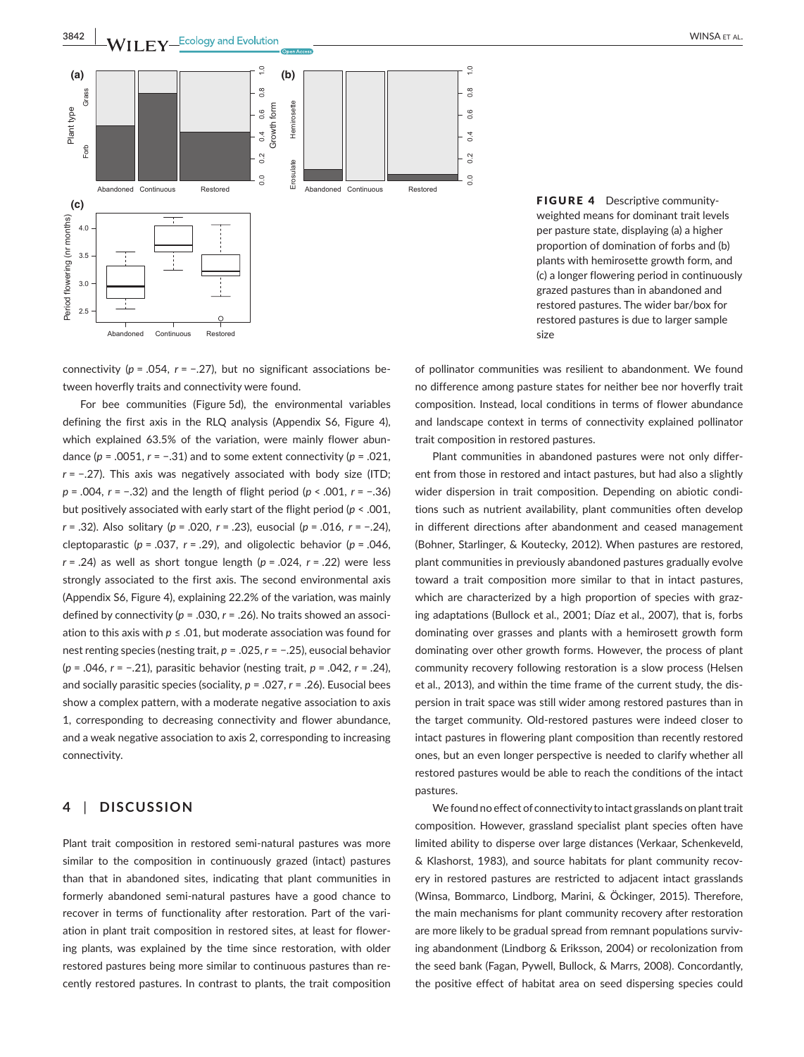FIGURE 4 Descriptive community-weighted means for dominant trait levels per pasture state, displaying (a) a higher proportion of domination of forbs and (b) plants with hemirosette growth form, and (c) a longer flowering period in continuously grazed pastures than in abandoned and restored pastures. The wider bar/box for restored pastures is due to larger sample size

connectivity ($p = .054$, $r = -.27$), but no significant associations between hoverfly traits and connectivity were found.

For bee communities (Figure 5d), the environmental variables defining the first axis in the RLQ analysis (Appendix S6, Figure 4), which explained 63.5% of the variation, were mainly flower abundance ($p = .0051$, $r = -.31$) and to some extent connectivity ($p = .021$, $r = -.27$). This axis was negatively associated with body size (ITD; $p = .004$, $r = -.32$) and the length of flight period ($p < .001$, $r = -.36$) but positively associated with early start of the flight period ($p < .001$, $r = .32$). Also solitary ($p = .020$, $r = .23$), eusocial ($p = .016$, $r = -.24$), cleptoparastic ($p = .037$, $r = .29$), and oligolectic behavior ($p = .046$, $r = .24$) as well as short tongue length ($p = .024$, $r = .22$) were less strongly associated to the first axis. The second environmental axis (Appendix S6, Figure 4), explaining 22.2% of the variation, was mainly defined by connectivity ($p = .030$, $r = .26$). No traits showed an association to this axis with $p \leq .01$, but moderate association was found for nest renting species (nesting trait, $p = .025$, $r = -.25$), eusocial behavior ($p = .046$, $r = -.21$), parasitic behavior (nesting trait, $p = .042$, $r = .24$), and socially parasitic species (sociality, $p = .027$, $r = .26$). Eusocial bees show a complex pattern, with a moderate negative association to axis 1, corresponding to decreasing connectivity and flower abundance, and a weak negative association to axis 2, corresponding to increasing connectivity.

## 4 | DISCUSSION

Plant trait composition in restored semi-natural pastures was more similar to the composition in continuously grazed (intact) pastures than that in abandoned sites, indicating that plant communities in formerly abandoned semi-natural pastures have a good chance to recover in terms of functionality after restoration. Part of the variation in plant trait composition in restored sites, at least for flowering plants, was explained by the time since restoration, with older restored pastures being more similar to continuous pastures than recently restored pastures. In contrast to plants, the trait composition of pollinator communities was resilient to abandonment. We found no difference among pasture states for neither bee nor hoverfly trait composition. Instead, local conditions in terms of flower abundance and landscape context in terms of connectivity explained pollinator trait composition in restored pastures.

Plant communities in abandoned pastures were not only different from those in restored and intact pastures, but had also a slightly wider dispersion in trait composition. Depending on abiotic conditions such as nutrient availability, plant communities often develop in different directions after abandonment and ceased management (Bohner, Starlinger, & Koutecky, 2012). When pastures are restored, plant communities in previously abandoned pastures gradually evolve toward a trait composition more similar to that in intact pastures, which are characterized by a high proportion of species with grazing adaptations (Bullock et al., 2001; Díaz et al., 2007), that is, forbs dominating over grasses and plants with a hemirosett growth form dominating over other growth forms. However, the process of plant community recovery following restoration is a slow process (Helsen et al., 2013), and within the time frame of the current study, the dispersion in trait space was still wider among restored pastures than in the target community. Old-restored pastures were indeed closer to intact pastures in flowering plant composition than recently restored ones, but an even longer perspective is needed to clarify whether all restored pastures would be able to reach the conditions of the intact pastures.

We found no effect of connectivity to intact grasslands on plant trait composition. However, grassland specialist plant species often have limited ability to disperse over large distances (Verkaar, Schenkeveld, & Klashorst, 1983), and source habitats for plant community recovery in restored pastures are restricted to adjacent intact grasslands (Winsa, Bommarco, Lindborg, Marini, & Öckinger, 2015). Therefore, the main mechanisms for plant community recovery after restoration are more likely to be gradual spread from remnant populations surviving abandonment (Lindborg & Eriksson, 2004) or recolonization from the seed bank (Fagan, Pywell, Bullock, & Marrs, 2008). Concordantly, the positive effect of habitat area on seed dispersing species could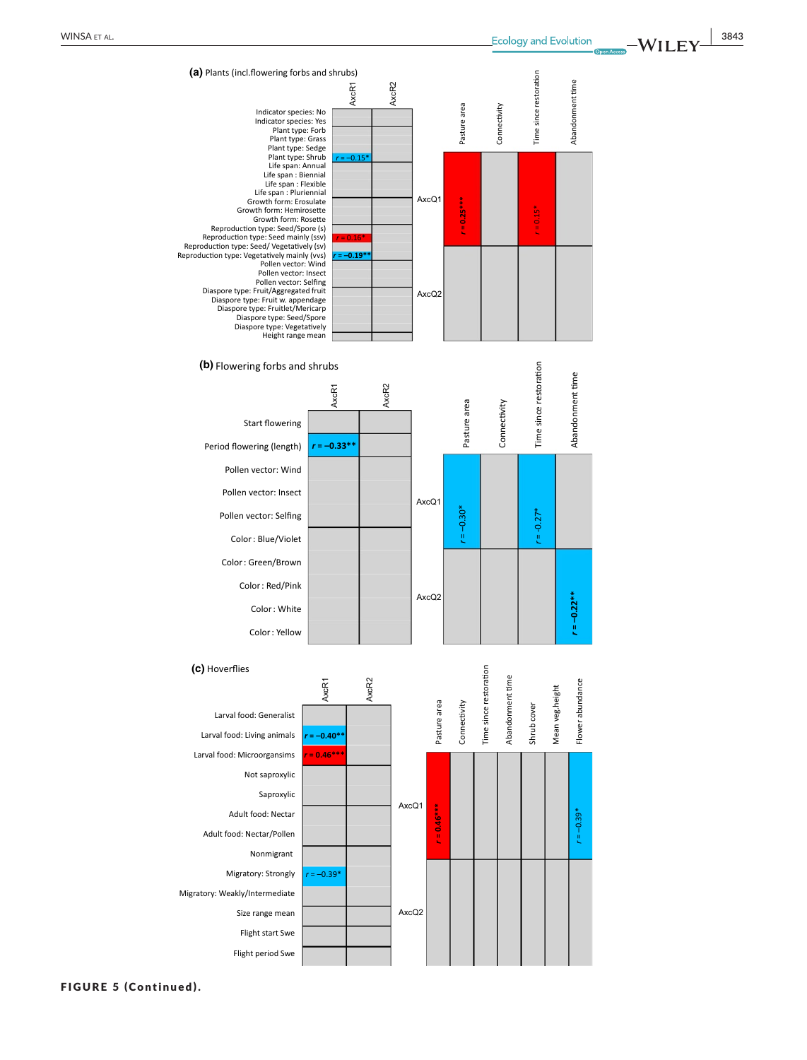**(a)** Plants (incl.flowering forbs and shrubs)

| | AxcR1 | AxcR2 |
|---|---|---|
| Indicator species: No | | |
| Indicator species: Yes | | |
| Plant type: Forb | | |
| Plant type: Grass | | |
| Plant type: Sedge | | |
| Plant type: Shrub | r = −0.15* | |
| Life span: Annual | | |
| Life span : Biennial | | |
| Life span : Flexible | | |
| Life span : Pluriennial | | |
| Growth form: Erosulate | | |
| Growth form: Hemirosette | | |
| Growth form: Rosette | | |
| Reproduction type: Seed/Spore (s) | | |
| Reproduction type: Seed mainly (ssv) | r = 0.16* | |
| Reproduction type: Seed/ Vegetatively (sv) | | |
| Reproduction type: Vegetatively mainly (vvs) | r = −0.19** | |
| Pollen vector: Wind | | |
| Pollen vector: Insect | | |
| Pollen vector: Selfing | | |
| Diaspore type: Fruit/Aggregated fruit | | |
| Diaspore type: Fruit w. appendage | | |
| Diaspore type: Fruitlet/Mericarp | | |
| Diaspore type: Seed/Spore | | |
| Diaspore type: Vegetatively | | |
| Height range mean | | |

| | Pasture area | Connectivity | Time since restoration | Abandonment time |
|---|---|---|---|---|
| AxcQ1 | r = 0.25*** | | r = 0.15* | |
| AxcQ2 | | | | |

**(b)** Flowering forbs and shrubs

| | AxcR1 | AxcR2 |
|---|---|---|
| Start flowering | | |
| Period flowering (length) | r = −0.33** | |
| Pollen vector: Wind | | |
| Pollen vector: Insect | | |
| Pollen vector: Selfing | | |
| Color : Blue/Violet | | |
| Color : Green/Brown | | |
| Color : Red/Pink | | |
| Color : White | | |
| Color : Yellow | | |

| | Pasture area | Connectivity | Time since restoration | Abandonment time |
|---|---|---|---|---|
| AxcQ1 | r = −0.30* | | r = −0.27* | |
| AxcQ2 | | | | r = −0.22** |

**(c)** Hoverflies

| | AxcR1 | AxcR2 |
|---|---|---|
| Larval food: Generalist | | |
| Larval food: Living animals | r = −0.40** | |
| Larval food: Microorganisms | r = 0.46*** | |
| Not saproxylic | | |
| Saproxylic | | |
| Adult food: Nectar | | |
| Adult food: Nectar/Pollen | | |
| Nonmigrant | | |
| Migratory: Strongly | r = −0.39* | |
| Migratory: Weakly/Intermediate | | |
| Size range mean | | |
| Flight start Swe | | |
| Flight period Swe | | |

| | Pasture area | Connectivity | Time since restoration | Abandonment time | Shrub cover | Mean veg.height | Flower abundance |
|---|---|---|---|---|---|---|---|
| AxcQ1 | r = 0.46*** | | | | | | r = −0.39* |
| AxcQ2 | | | | | | | |

**FIGURE 5 (Continued).**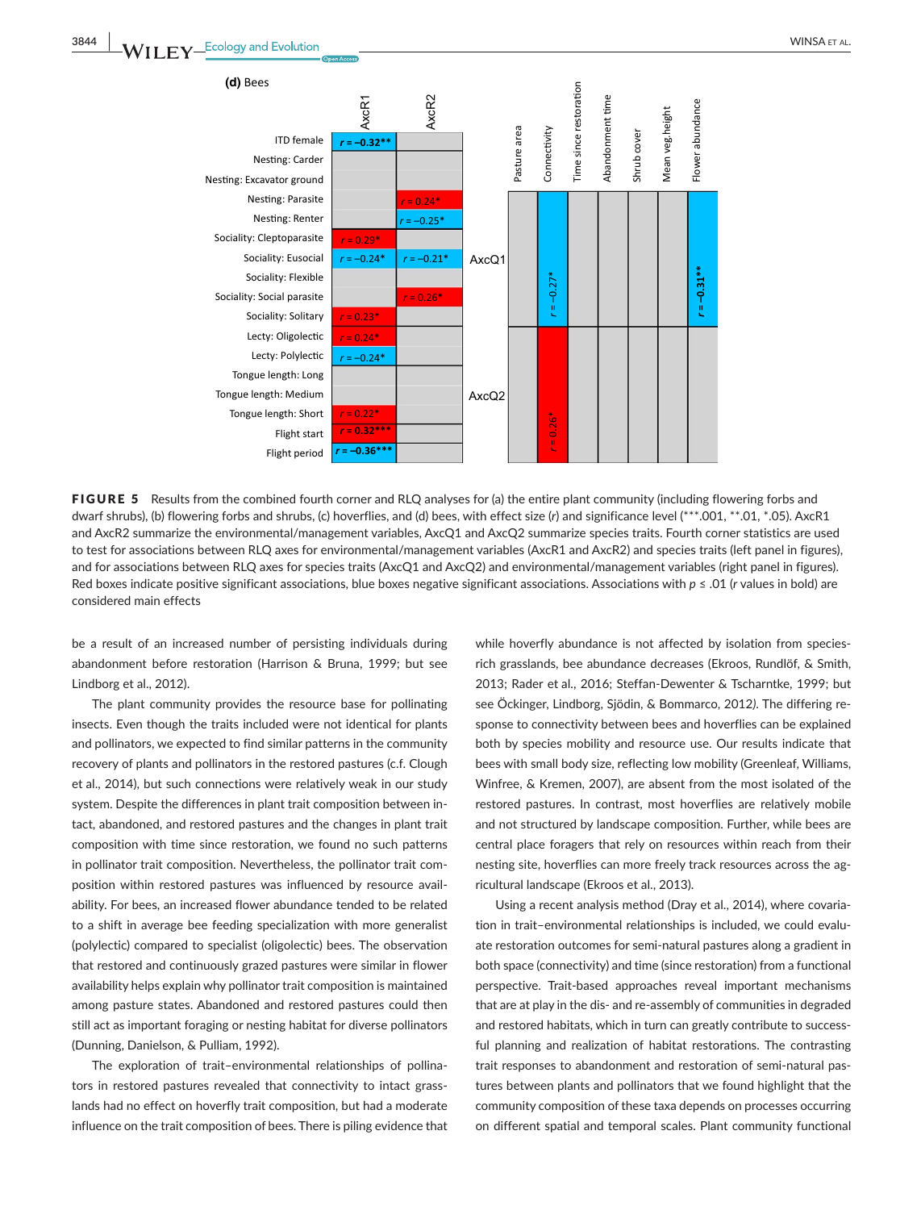**(d) Bees**

| | AxcR1 | AxcR2 |
|---|---|---|
| ITD female | **$r = -0.32$\*\*** | |
| Nesting: Carder | | |
| Nesting: Excavator ground | | |
| Nesting: Parasite | | $r = 0.24$* |
| Nesting: Renter | | $r = -0.25$* |
| Sociality: Cleptoparasite | $r = 0.29$* | |
| Sociality: Eusocial | $r = -0.24$* | $r = -0.21$* |
| Sociality: Flexible | | |
| Sociality: Social parasite | | $r = 0.26$* |
| Sociality: Solitary | $r = 0.23$* | |
| Lecty: Oligolectic | $r = 0.24$* | |
| Lecty: Polylectic | $r = -0.24$* | |
| Tongue length: Long | | |
| Tongue length: Medium | | |
| Tongue length: Short | $r = 0.22$* | |
| Flight start | **$r = 0.32$\*\*\*** | |
| Flight period | **$r = -0.36$\*\*\*** | |

| | Pasture area | Connectivity | Time since restoration | Abandonment time | Shrub cover | Mean veg.height | Flower abundance |
|---|---|---|---|---|---|---|---|
| AxcQ1 | | $r = -0.27$* | | | | | **$r = -0.31$\*\*** |
| AxcQ2 | | $r = 0.26$* | | | | | |

**FIGURE 5** Results from the combined fourth corner and RLQ analyses for (a) the entire plant community (including flowering forbs and dwarf shrubs), (b) flowering forbs and shrubs, (c) hoverflies, and (d) bees, with effect size ($r$) and significance level (\*\*\*.001, \*\*.01, \*.05). AxcR1 and AxcR2 summarize the environmental/management variables, AxcQ1 and AxcQ2 summarize species traits. Fourth corner statistics are used to test for associations between RLQ axes for environmental/management variables (AxcR1 and AxcR2) and species traits (left panel in figures), and for associations between RLQ axes for species traits (AxcQ1 and AxcQ2) and environmental/management variables (right panel in figures). Red boxes indicate positive significant associations, blue boxes negative significant associations. Associations with $p \le .01$ ($r$ values in bold) are considered main effects

be a result of an increased number of persisting individuals during abandonment before restoration (Harrison & Bruna, 1999; but see Lindborg et al., 2012).

The plant community provides the resource base for pollinating insects. Even though the traits included were not identical for plants and pollinators, we expected to find similar patterns in the community recovery of plants and pollinators in the restored pastures (c.f. Clough et al., 2014), but such connections were relatively weak in our study system. Despite the differences in plant trait composition between intact, abandoned, and restored pastures and the changes in plant trait composition with time since restoration, we found no such patterns in pollinator trait composition. Nevertheless, the pollinator trait composition within restored pastures was influenced by resource availability. For bees, an increased flower abundance tended to be related to a shift in average bee feeding specialization with more generalist (polylectic) compared to specialist (oligolectic) bees. The observation that restored and continuously grazed pastures were similar in flower availability helps explain why pollinator trait composition is maintained among pasture states. Abandoned and restored pastures could then still act as important foraging or nesting habitat for diverse pollinators (Dunning, Danielson, & Pulliam, 1992).

The exploration of trait–environmental relationships of pollinators in restored pastures revealed that connectivity to intact grasslands had no effect on hoverfly trait composition, but had a moderate influence on the trait composition of bees. There is piling evidence that while hoverfly abundance is not affected by isolation from species-rich grasslands, bee abundance decreases (Ekroos, Rundlöf, & Smith, 2013; Rader et al., 2016; Steffan-Dewenter & Tscharntke, 1999; but see Öckinger, Lindborg, Sjödin, & Bommarco, 2012). The differing response to connectivity between bees and hoverflies can be explained both by species mobility and resource use. Our results indicate that bees with small body size, reflecting low mobility (Greenleaf, Williams, Winfree, & Kremen, 2007), are absent from the most isolated of the restored pastures. In contrast, most hoverflies are relatively mobile and not structured by landscape composition. Further, while bees are central place foragers that rely on resources within reach from their nesting site, hoverflies can more freely track resources across the agricultural landscape (Ekroos et al., 2013).

Using a recent analysis method (Dray et al., 2014), where covariation in trait–environmental relationships is included, we could evaluate restoration outcomes for semi-natural pastures along a gradient in both space (connectivity) and time (since restoration) from a functional perspective. Trait-based approaches reveal important mechanisms that are at play in the dis- and re-assembly of communities in degraded and restored habitats, which in turn can greatly contribute to successful planning and realization of habitat restorations. The contrasting trait responses to abandonment and restoration of semi-natural pastures between plants and pollinators that we found highlight that the community composition of these taxa depends on processes occurring on different spatial and temporal scales. Plant community functional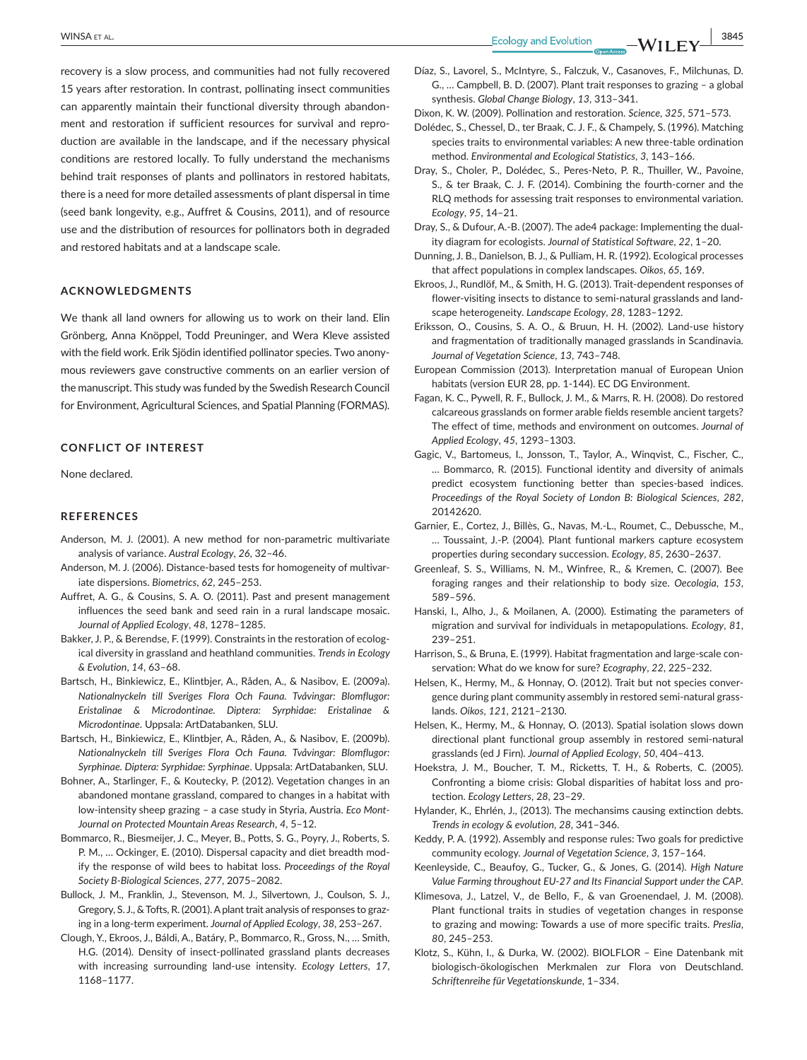recovery is a slow process, and communities had not fully recovered 15 years after restoration. In contrast, pollinating insect communities can apparently maintain their functional diversity through abandonment and restoration if sufficient resources for survival and reproduction are available in the landscape, and if the necessary physical conditions are restored locally. To fully understand the mechanisms behind trait responses of plants and pollinators in restored habitats, there is a need for more detailed assessments of plant dispersal in time (seed bank longevity, e.g., Auffret & Cousins, 2011), and of resource use and the distribution of resources for pollinators both in degraded and restored habitats and at a landscape scale.

## ACKNOWLEDGMENTS

We thank all land owners for allowing us to work on their land. Elin Grönberg, Anna Knöppel, Todd Preuninger, and Wera Kleve assisted with the field work. Erik Sjödin identified pollinator species. Two anonymous reviewers gave constructive comments on an earlier version of the manuscript. This study was funded by the Swedish Research Council for Environment, Agricultural Sciences, and Spatial Planning (FORMAS).

## CONFLICT OF INTEREST

None declared.

## REFERENCES

Anderson, M. J. (2001). A new method for non-parametric multivariate analysis of variance. *Austral Ecology*, *26*, 32–46.

Anderson, M. J. (2006). Distance-based tests for homogeneity of multivariate dispersions. *Biometrics*, *62*, 245–253.

Auffret, A. G., & Cousins, S. A. O. (2011). Past and present management influences the seed bank and seed rain in a rural landscape mosaic. *Journal of Applied Ecology*, *48*, 1278–1285.

Bakker, J. P., & Berendse, F. (1999). Constraints in the restoration of ecological diversity in grassland and heathland communities. *Trends in Ecology & Evolution*, *14*, 63–68.

Bartsch, H., Binkiewicz, E., Klintbjer, A., Råden, A., & Nasibov, E. (2009a). *Nationalnyckeln till Sveriges Flora Och Fauna. Tvåvingar: Blomflugor: Eristalinae & Microdontinae. Diptera: Syrphidae: Eristalinae & Microdontinae*. Uppsala: ArtDatabanken, SLU.

Bartsch, H., Binkiewicz, E., Klintbjer, A., Råden, A., & Nasibov, E. (2009b). *Nationalnyckeln till Sveriges Flora Och Fauna. Tvåvingar: Blomflugor: Syrphinae. Diptera: Syrphidae: Syrphinae*. Uppsala: ArtDatabanken, SLU.

Bohner, A., Starlinger, F., & Koutecky, P. (2012). Vegetation changes in an abandoned montane grassland, compared to changes in a habitat with low-intensity sheep grazing – a case study in Styria, Austria. *Eco Mont-Journal on Protected Mountain Areas Research*, *4*, 5–12.

Bommarco, R., Biesmeijer, J. C., Meyer, B., Potts, S. G., Poyry, J., Roberts, S. P. M., … Ockinger, E. (2010). Dispersal capacity and diet breadth modify the response of wild bees to habitat loss. *Proceedings of the Royal Society B-Biological Sciences*, *277*, 2075–2082.

Bullock, J. M., Franklin, J., Stevenson, M. J., Silvertown, J., Coulson, S. J., Gregory, S. J., & Tofts, R. (2001). A plant trait analysis of responses to grazing in a long-term experiment. *Journal of Applied Ecology*, *38*, 253–267.

Clough, Y., Ekroos, J., Báldi, A., Batáry, P., Bommarco, R., Gross, N., … Smith, H.G. (2014). Density of insect-pollinated grassland plants decreases with increasing surrounding land-use intensity. *Ecology Letters*, *17*, 1168–1177.

Díaz, S., Lavorel, S., McIntyre, S., Falczuk, V., Casanoves, F., Milchunas, D. G., … Campbell, B. D. (2007). Plant trait responses to grazing – a global synthesis. *Global Change Biology*, *13*, 313–341.

Dixon, K. W. (2009). Pollination and restoration. *Science*, *325*, 571–573.

Dolédec, S., Chessel, D., ter Braak, C. J. F., & Champely, S. (1996). Matching species traits to environmental variables: A new three-table ordination method. *Environmental and Ecological Statistics*, *3*, 143–166.

Dray, S., Choler, P., Dolédec, S., Peres-Neto, P. R., Thuiller, W., Pavoine, S., & ter Braak, C. J. F. (2014). Combining the fourth-corner and the RLQ methods for assessing trait responses to environmental variation. *Ecology*, *95*, 14–21.

Dray, S., & Dufour, A.-B. (2007). The ade4 package: Implementing the duality diagram for ecologists. *Journal of Statistical Software*, *22*, 1–20.

Dunning, J. B., Danielson, B. J., & Pulliam, H. R. (1992). Ecological processes that affect populations in complex landscapes. *Oikos*, *65*, 169.

Ekroos, J., Rundlöf, M., & Smith, H. G. (2013). Trait-dependent responses of flower-visiting insects to distance to semi-natural grasslands and landscape heterogeneity. *Landscape Ecology*, *28*, 1283–1292.

Eriksson, O., Cousins, S. A. O., & Bruun, H. H. (2002). Land-use history and fragmentation of traditionally managed grasslands in Scandinavia. *Journal of Vegetation Science*, *13*, 743–748.

European Commission (2013). Interpretation manual of European Union habitats (version EUR 28, pp. 1-144). EC DG Environment.

Fagan, K. C., Pywell, R. F., Bullock, J. M., & Marrs, R. H. (2008). Do restored calcareous grasslands on former arable fields resemble ancient targets? The effect of time, methods and environment on outcomes. *Journal of Applied Ecology*, *45*, 1293–1303.

Gagic, V., Bartomeus, I., Jonsson, T., Taylor, A., Winqvist, C., Fischer, C., … Bommarco, R. (2015). Functional identity and diversity of animals predict ecosystem functioning better than species-based indices. *Proceedings of the Royal Society of London B: Biological Sciences*, *282*, 20142620.

Garnier, E., Cortez, J., Billès, G., Navas, M.-L., Roumet, C., Debussche, M., … Toussaint, J.-P. (2004). Plant funtional markers capture ecosystem properties during secondary succession. *Ecology*, *85*, 2630–2637.

Greenleaf, S. S., Williams, N. M., Winfree, R., & Kremen, C. (2007). Bee foraging ranges and their relationship to body size. *Oecologia*, *153*, 589–596.

Hanski, I., Alho, J., & Moilanen, A. (2000). Estimating the parameters of migration and survival for individuals in metapopulations. *Ecology*, *81*, 239–251.

Harrison, S., & Bruna, E. (1999). Habitat fragmentation and large-scale conservation: What do we know for sure? *Ecography*, *22*, 225–232.

Helsen, K., Hermy, M., & Honnay, O. (2012). Trait but not species convergence during plant community assembly in restored semi-natural grasslands. *Oikos*, *121*, 2121–2130.

Helsen, K., Hermy, M., & Honnay, O. (2013). Spatial isolation slows down directional plant functional group assembly in restored semi-natural grasslands (ed J Firn). *Journal of Applied Ecology*, *50*, 404–413.

Hoekstra, J. M., Boucher, T. M., Ricketts, T. H., & Roberts, C. (2005). Confronting a biome crisis: Global disparities of habitat loss and protection. *Ecology Letters*, *28*, 23–29.

Hylander, K., Ehrlén, J., (2013). The mechansims causing extinction debts. *Trends in ecology & evolution*, *28*, 341–346.

Keddy, P. A. (1992). Assembly and response rules: Two goals for predictive community ecology. *Journal of Vegetation Science*, *3*, 157–164.

Keenleyside, C., Beaufoy, G., Tucker, G., & Jones, G. (2014). *High Nature Value Farming throughout EU-27 and Its Financial Support under the CAP*.

Klimesova, J., Latzel, V., de Bello, F., & van Groenendael, J. M. (2008). Plant functional traits in studies of vegetation changes in response to grazing and mowing: Towards a use of more specific traits. *Preslia*, *80*, 245–253.

Klotz, S., Kühn, I., & Durka, W. (2002). BIOLFLOR – Eine Datenbank mit biologisch-ökologischen Merkmalen zur Flora von Deutschland. *Schriftenreihe für Vegetationskunde*, 1–334.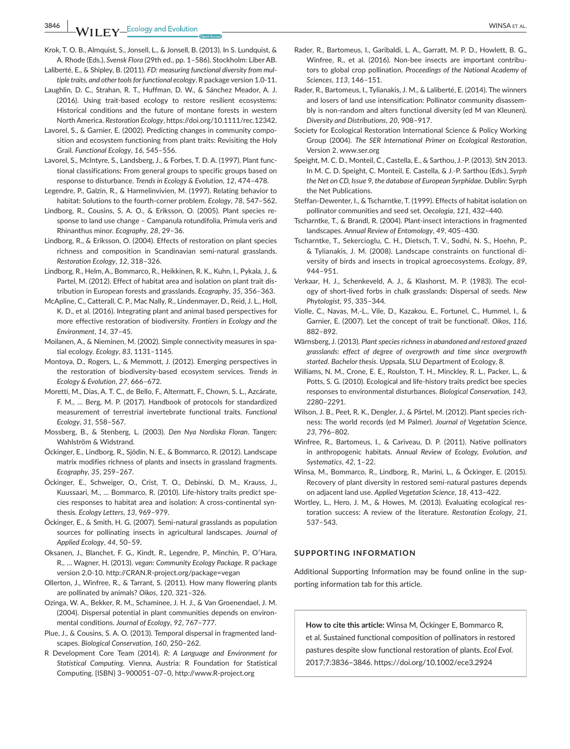Krok, T. O. B., Almquist, S., Jonsell, L., & Jonsell, B. (2013). In S. Lundquist, & A. Rhode (Eds.), *Svensk Flora* (29th ed., pp. 1–586). Stockholm: Liber AB.

Laliberté, E., & Shipley, B. (2011). *FD: measuring functional diversity from multiple traits, and other tools for functional ecology*. R package version 1.0-11.

Laughlin, D. C., Strahan, R. T., Huffman, D. W., & Sánchez Meador, A. J. (2016). Using trait-based ecology to restore resilient ecosystems: Historical conditions and the future of montane forests in western North America. *Restoration Ecology*, https://doi.org/10.1111/rec.12342.

Lavorel, S., & Garnier, E. (2002). Predicting changes in community composition and ecosystem functioning from plant traits: Revisiting the Holy Grail. *Functional Ecology*, *16*, 545–556.

Lavorel, S., McIntyre, S., Landsberg, J., & Forbes, T. D. A. (1997). Plant functional classifications: From general groups to specific groups based on response to disturbance. *Trends in Ecology & Evolution*, *12*, 474–478.

Legendre, P., Galzin, R., & Harmelinvivien, M. (1997). Relating behavior to habitat: Solutions to the fourth-corner problem. *Ecology*, *78*, 547–562.

Lindborg, R., Cousins, S. A. O., & Eriksson, O. (2005). Plant species response to land use change – Campanula rotundifolia, Primula veris and Rhinanthus minor. *Ecography*, *28*, 29–36.

Lindborg, R., & Eriksson, O. (2004). Effects of restoration on plant species richness and composition in Scandinavian semi-natural grasslands. *Restoration Ecology*, *12*, 318–326.

Lindborg, R., Helm, A., Bommarco, R., Heikkinen, R. K., Kuhn, I., Pykala, J., & Partel, M. (2012). Effect of habitat area and isolation on plant trait distribution in European forests and grasslands. *Ecography*, *35*, 356–363.

McApline, C., Catterall, C. P., Mac Nally, R., Lindenmayer, D., Reid, J. L., Holl, K. D., et al. (2016). Integrating plant and animal based perspectives for more effective restoration of biodiversity. *Frontiers in Ecology and the Environment*, *14*, 37–45.

Moilanen, A., & Nieminen, M. (2002). Simple connectivity measures in spatial ecology. *Ecology*, *83*, 1131–1145.

Montoya, D., Rogers, L., & Memmott, J. (2012). Emerging perspectives in the restoration of biodiversity-based ecosystem services. *Trends in Ecology & Evolution*, *27*, 666–672.

Moretti, M., Dias, A. T. C., de Bello, F., Altermatt, F., Chown, S. L., Azcárate, F. M., … Berg, M. P. (2017). Handbook of protocols for standardized measurement of terrestrial invertebrate functional traits. *Functional Ecology*, *31*, 558–567.

Mossberg, B., & Stenberg, L. (2003). *Den Nya Nordiska Floran*. Tangen: Wahlström & Widstrand.

Öckinger, E., Lindborg, R., Sjödin, N. E., & Bommarco, R. (2012). Landscape matrix modifies richness of plants and insects in grassland fragments. *Ecography*, *35*, 259–267.

Öckinger, E., Schweiger, O., Crist, T. O., Debinski, D. M., Krauss, J., Kuussaari, M., … Bommarco, R. (2010). Life-history traits predict species responses to habitat area and isolation: A cross-continental synthesis. *Ecology Letters*, *13*, 969–979.

Öckinger, E., & Smith, H. G. (2007). Semi-natural grasslands as population sources for pollinating insects in agricultural landscapes. *Journal of Applied Ecology*, *44*, 50–59.

Oksanen, J., Blanchet, F. G., Kindt, R., Legendre, P., Minchin, P., O'Hara, R., … Wagner, H. (2013). *vegan: Community Ecology Package*. R package version 2.0-10. http://CRAN.R-project.org/package=vegan

Ollerton, J., Winfree, R., & Tarrant, S. (2011). How many flowering plants are pollinated by animals? *Oikos*, *120*, 321–326.

Ozinga, W. A., Bekker, R. M., Schaminee, J. H. J., & Van Groenendael, J. M. (2004). Dispersal potential in plant communities depends on environmental conditions. *Journal of Ecology*, *92*, 767–777.

Plue, J., & Cousins, S. A. O. (2013). Temporal dispersal in fragmented landscapes. *Biological Conservation*, *160*, 250–262.

R Development Core Team (2014). *R: A Language and Environment for Statistical Computing*. Vienna, Austria: R Foundation for Statistical Computing. {ISBN} 3–900051–07–0, http://www.R-project.org

Rader, R., Bartomeus, I., Garibaldi, L. A., Garratt, M. P. D., Howlett, B. G., Winfree, R., et al. (2016). Non-bee insects are important contributors to global crop pollination. *Proceedings of the National Academy of Sciences*, *113*, 146–151.

Rader, R., Bartomeus, I., Tylianakis, J. M., & Laliberté, E. (2014). The winners and losers of land use intensification: Pollinator community disassembly is non-random and alters functional diversity (ed M van Kleunen). *Diversity and Distributions*, *20*, 908–917.

Society for Ecological Restoration International Science & Policy Working Group (2004). *The SER International Primer on Ecological Restoration*, Version 2. www.ser.org

Speight, M. C. D., Monteil, C., Castella, E., & Sarthou, J.-P. (2013). StN 2013. In M. C. D. Speight, C. Monteil, E. Castella, & J.-P. Sarthou (Eds.), *Syrph the Net on CD, Issue 9, the database of European Syrphidae*. Dublin: Syrph the Net Publications.

Steffan-Dewenter, I., & Tscharntke, T. (1999). Effects of habitat isolation on pollinator communities and seed set. *Oecologia*, *121*, 432–440.

Tscharntke, T., & Brandl, R. (2004). Plant-insect interactions in fragmented landscapes. *Annual Review of Entomology*, *49*, 405–430.

Tscharntke, T., Sekercioglu, C. H., Dietsch, T. V., Sodhi, N. S., Hoehn, P., & Tylianakis, J. M. (2008). Landscape constraints on functional diversity of birds and insects in tropical agroecosystems. *Ecology*, *89*, 944–951.

Verkaar, H. J., Schenkeveld, A. J., & Klashorst, M. P. (1983). The ecology of short-lived forbs in chalk grasslands: Dispersal of seeds. *New Phytologist*, *95*, 335–344.

Violle, C., Navas, M.-L., Vile, D., Kazakou, E., Fortunel, C., Hummel, I., & Garnier, E. (2007). Let the concept of trait be functional!. *Oikos*, *116*, 882–892.

Wärnsberg, J. (2013). *Plant species richness in abandoned and restored grazed grasslands: effect of degree of overgrowth and time since overgrowth started*. *Bachelor thesis*. Uppsala, SLU Department of Ecology, 8.

Williams, N. M., Crone, E. E., Roulston, T. H., Minckley, R. L., Packer, L., & Potts, S. G. (2010). Ecological and life-history traits predict bee species responses to environmental disturbances. *Biological Conservation*, *143*, 2280–2291.

Wilson, J. B., Peet, R. K., Dengler, J., & Pärtel, M. (2012). Plant species richness: The world records (ed M Palmer). *Journal of Vegetation Science*, *23*, 796–802.

Winfree, R., Bartomeus, I., & Cariveau, D. P. (2011). Native pollinators in anthropogenic habitats. *Annual Review of Ecology, Evolution, and Systematics*, *42*, 1–22.

Winsa, M., Bommarco, R., Lindborg, R., Marini, L., & Öckinger, E. (2015). Recovery of plant diversity in restored semi-natural pastures depends on adjacent land use. *Applied Vegetation Science*, *18*, 413–422.

Wortley, L., Hero, J. M., & Howes, M. (2013). Evaluating ecological restoration success: A review of the literature. *Restoration Ecology*, *21*, 537–543.

## SUPPORTING INFORMATION

Additional Supporting Information may be found online in the supporting information tab for this article.

**How to cite this article:** Winsa M, Öckinger E, Bommarco R, et al. Sustained functional composition of pollinators in restored pastures despite slow functional restoration of plants. *Ecol Evol*. 2017;7:3836–3846. https://doi.org/10.1002/ece3.2924